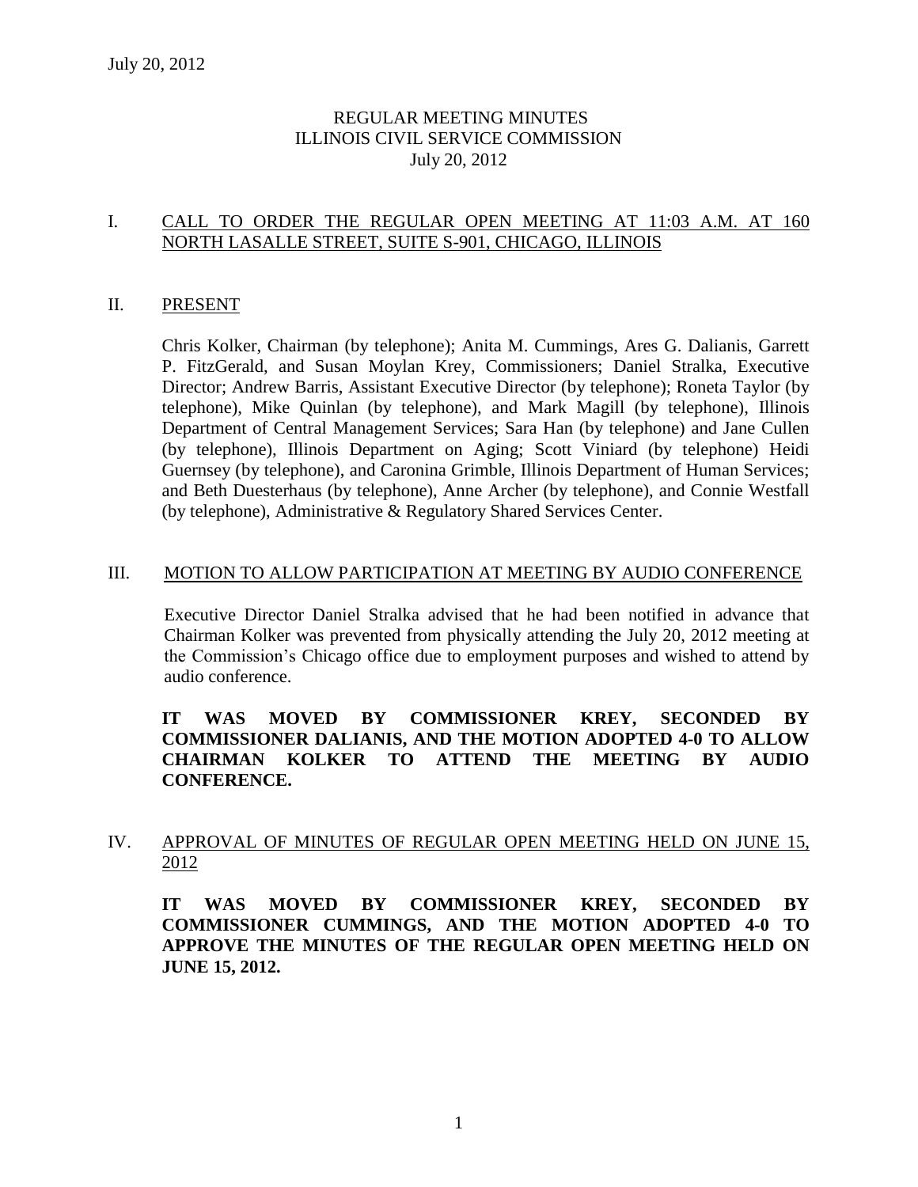July 20, 2012

# REGULAR MEETING MINUTES
# ILLINOIS CIVIL SERVICE COMMISSION
# July 20, 2012

## I. CALL TO ORDER THE REGULAR OPEN MEETING AT 11:03 A.M. AT 160 NORTH LASALLE STREET, SUITE S-901, CHICAGO, ILLINOIS

## II. PRESENT

Chris Kolker, Chairman (by telephone); Anita M. Cummings, Ares G. Dalianis, Garrett P. FitzGerald, and Susan Moylan Krey, Commissioners; Daniel Stralka, Executive Director; Andrew Barris, Assistant Executive Director (by telephone); Roneta Taylor (by telephone), Mike Quinlan (by telephone), and Mark Magill (by telephone), Illinois Department of Central Management Services; Sara Han (by telephone) and Jane Cullen (by telephone), Illinois Department on Aging; Scott Viniard (by telephone) Heidi Guernsey (by telephone), and Caronina Grimble, Illinois Department of Human Services; and Beth Duesterhaus (by telephone), Anne Archer (by telephone), and Connie Westfall (by telephone), Administrative & Regulatory Shared Services Center.

## III. MOTION TO ALLOW PARTICIPATION AT MEETING BY AUDIO CONFERENCE

Executive Director Daniel Stralka advised that he had been notified in advance that Chairman Kolker was prevented from physically attending the July 20, 2012 meeting at the Commission's Chicago office due to employment purposes and wished to attend by audio conference.

**IT WAS MOVED BY COMMISSIONER KREY, SECONDED BY COMMISSIONER DALIANIS, AND THE MOTION ADOPTED 4-0 TO ALLOW CHAIRMAN KOLKER TO ATTEND THE MEETING BY AUDIO CONFERENCE.**

## IV. APPROVAL OF MINUTES OF REGULAR OPEN MEETING HELD ON JUNE 15, 2012

**IT WAS MOVED BY COMMISSIONER KREY, SECONDED BY COMMISSIONER CUMMINGS, AND THE MOTION ADOPTED 4-0 TO APPROVE THE MINUTES OF THE REGULAR OPEN MEETING HELD ON JUNE 15, 2012.**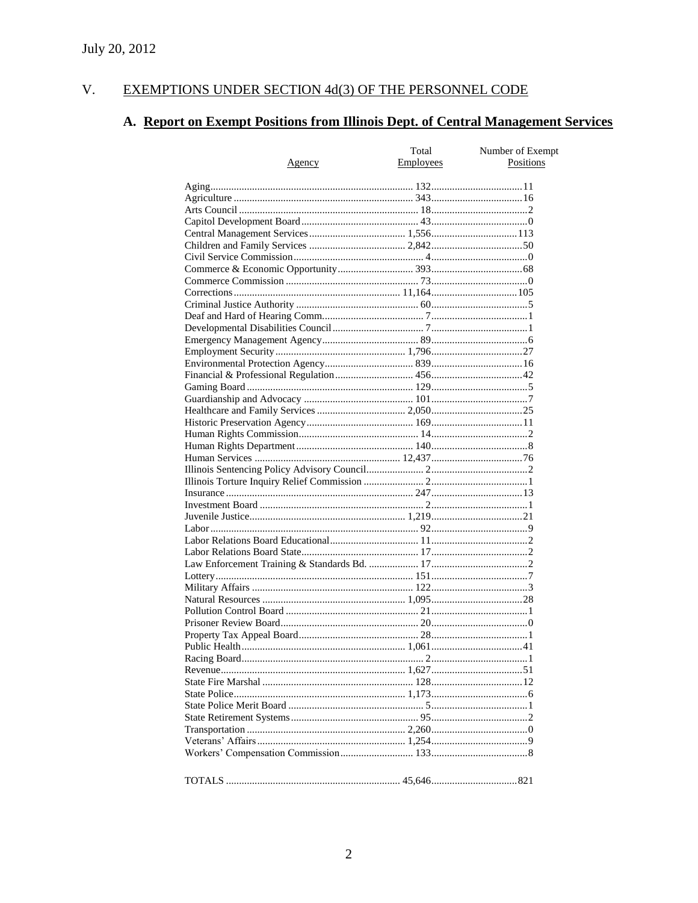July 20, 2012

## V. EXEMPTIONS UNDER SECTION 4d(3) OF THE PERSONNEL CODE

### A. Report on Exempt Positions from Illinois Dept. of Central Management Services

| Agency | Total Employees | Number of Exempt Positions |
|---|---|---|
| Aging | 132 | 11 |
| Agriculture | 343 | 16 |
| Arts Council | 18 | 2 |
| Capitol Development Board | 43 | 0 |
| Central Management Services | 1,556 | 113 |
| Children and Family Services | 2,842 | 50 |
| Civil Service Commission | 4 | 0 |
| Commerce & Economic Opportunity | 393 | 68 |
| Commerce Commission | 73 | 0 |
| Corrections | 11,164 | 105 |
| Criminal Justice Authority | 60 | 5 |
| Deaf and Hard of Hearing Comm. | 7 | 1 |
| Developmental Disabilities Council | 7 | 1 |
| Emergency Management Agency | 89 | 6 |
| Employment Security | 1,796 | 27 |
| Environmental Protection Agency | 839 | 16 |
| Financial & Professional Regulation | 456 | 42 |
| Gaming Board | 129 | 5 |
| Guardianship and Advocacy | 101 | 7 |
| Healthcare and Family Services | 2,050 | 25 |
| Historic Preservation Agency | 169 | 11 |
| Human Rights Commission | 14 | 2 |
| Human Rights Department | 140 | 8 |
| Human Services | 12,437 | 76 |
| Illinois Sentencing Policy Advisory Council | 2 | 2 |
| Illinois Torture Inquiry Relief Commission | 2 | 1 |
| Insurance | 247 | 13 |
| Investment Board | 2 | 1 |
| Juvenile Justice | 1,219 | 21 |
| Labor | 92 | 9 |
| Labor Relations Board Educational | 11 | 2 |
| Labor Relations Board State | 17 | 2 |
| Law Enforcement Training & Standards Bd. | 17 | 2 |
| Lottery | 151 | 7 |
| Military Affairs | 122 | 3 |
| Natural Resources | 1,095 | 28 |
| Pollution Control Board | 21 | 1 |
| Prisoner Review Board | 20 | 0 |
| Property Tax Appeal Board | 28 | 1 |
| Public Health | 1,061 | 41 |
| Racing Board | 2 | 1 |
| Revenue | 1,627 | 51 |
| State Fire Marshal | 128 | 12 |
| State Police | 1,173 | 6 |
| State Police Merit Board | 5 | 1 |
| State Retirement Systems | 95 | 2 |
| Transportation | 2,260 | 0 |
| Veterans' Affairs | 1,254 | 9 |
| Workers' Compensation Commission | 133 | 8 |
| TOTALS | 45,646 | 821 |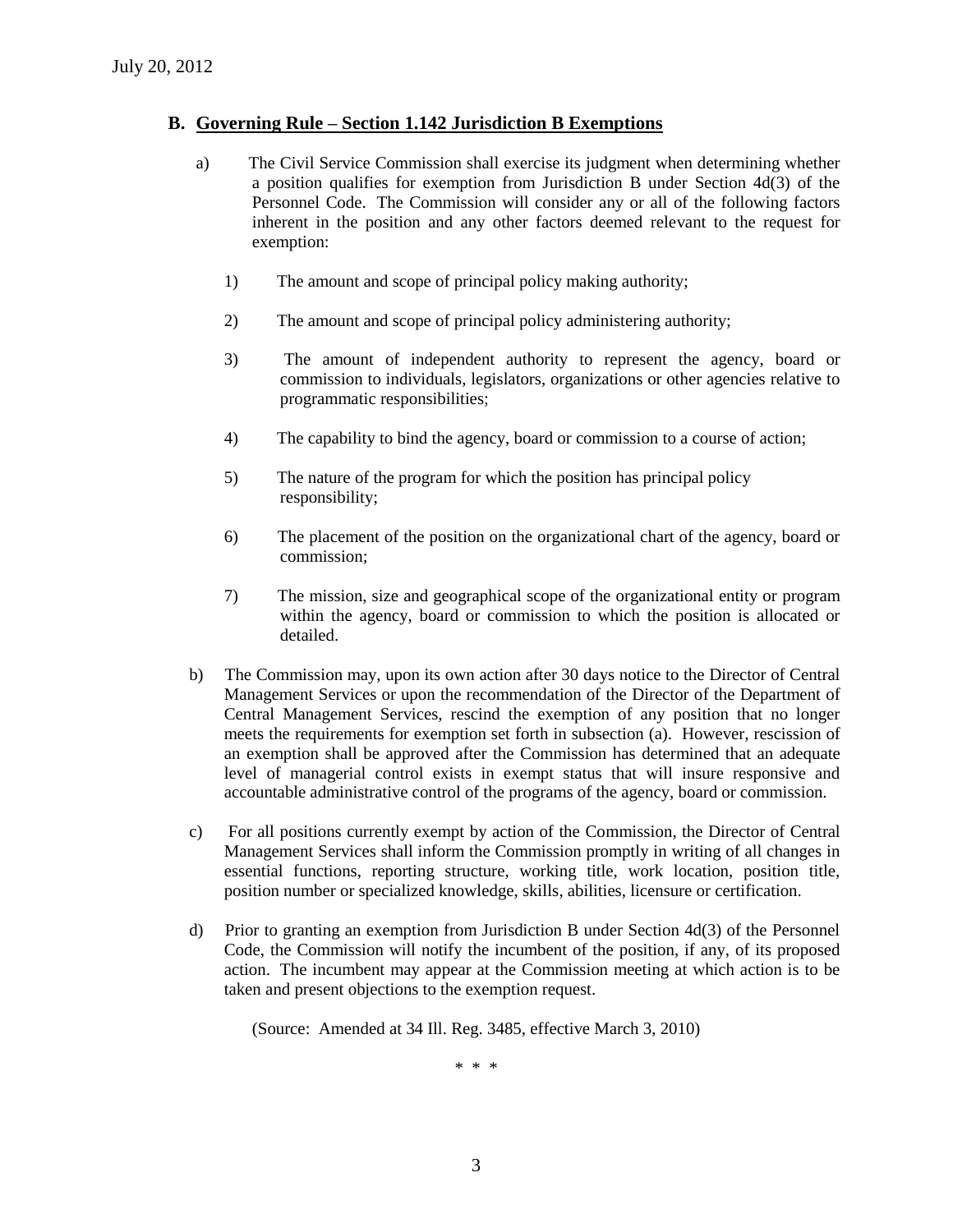July 20, 2012

## B. Governing Rule – Section 1.142 Jurisdiction B Exemptions

a) The Civil Service Commission shall exercise its judgment when determining whether a position qualifies for exemption from Jurisdiction B under Section 4d(3) of the Personnel Code. The Commission will consider any or all of the following factors inherent in the position and any other factors deemed relevant to the request for exemption:

1) The amount and scope of principal policy making authority;

2) The amount and scope of principal policy administering authority;

3) The amount of independent authority to represent the agency, board or commission to individuals, legislators, organizations or other agencies relative to programmatic responsibilities;

4) The capability to bind the agency, board or commission to a course of action;

5) The nature of the program for which the position has principal policy responsibility;

6) The placement of the position on the organizational chart of the agency, board or commission;

7) The mission, size and geographical scope of the organizational entity or program within the agency, board or commission to which the position is allocated or detailed.

b) The Commission may, upon its own action after 30 days notice to the Director of Central Management Services or upon the recommendation of the Director of the Department of Central Management Services, rescind the exemption of any position that no longer meets the requirements for exemption set forth in subsection (a). However, rescission of an exemption shall be approved after the Commission has determined that an adequate level of managerial control exists in exempt status that will insure responsive and accountable administrative control of the programs of the agency, board or commission.

c) For all positions currently exempt by action of the Commission, the Director of Central Management Services shall inform the Commission promptly in writing of all changes in essential functions, reporting structure, working title, work location, position title, position number or specialized knowledge, skills, abilities, licensure or certification.

d) Prior to granting an exemption from Jurisdiction B under Section 4d(3) of the Personnel Code, the Commission will notify the incumbent of the position, if any, of its proposed action. The incumbent may appear at the Commission meeting at which action is to be taken and present objections to the exemption request.

(Source: Amended at 34 Ill. Reg. 3485, effective March 3, 2010)

\* \* \*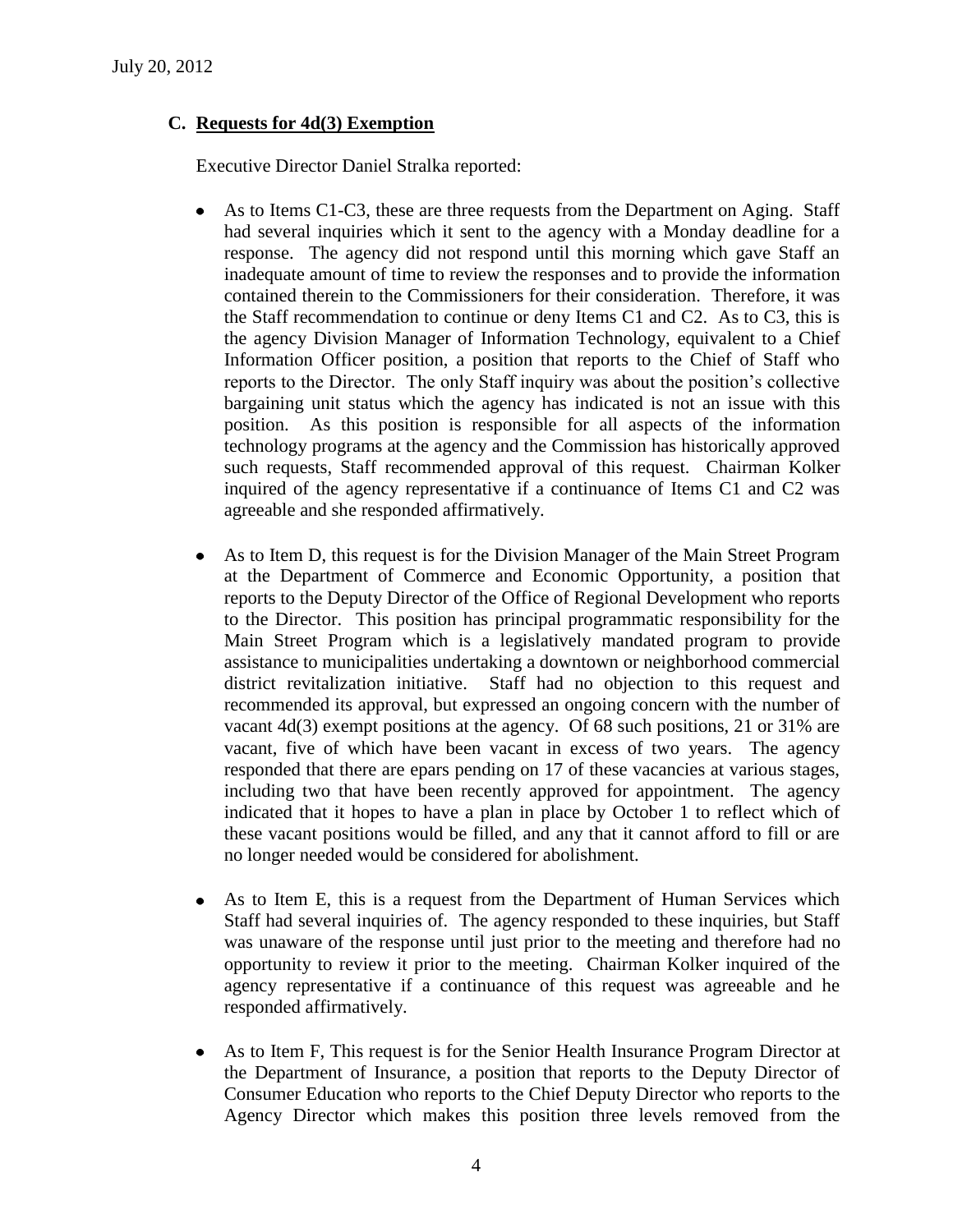### C. Requests for 4d(3) Exemption

Executive Director Daniel Stralka reported:

- As to Items C1-C3, these are three requests from the Department on Aging. Staff had several inquiries which it sent to the agency with a Monday deadline for a response. The agency did not respond until this morning which gave Staff an inadequate amount of time to review the responses and to provide the information contained therein to the Commissioners for their consideration. Therefore, it was the Staff recommendation to continue or deny Items C1 and C2. As to C3, this is the agency Division Manager of Information Technology, equivalent to a Chief Information Officer position, a position that reports to the Chief of Staff who reports to the Director. The only Staff inquiry was about the position's collective bargaining unit status which the agency has indicated is not an issue with this position. As this position is responsible for all aspects of the information technology programs at the agency and the Commission has historically approved such requests, Staff recommended approval of this request. Chairman Kolker inquired of the agency representative if a continuance of Items C1 and C2 was agreeable and she responded affirmatively.

- As to Item D, this request is for the Division Manager of the Main Street Program at the Department of Commerce and Economic Opportunity, a position that reports to the Deputy Director of the Office of Regional Development who reports to the Director. This position has principal programmatic responsibility for the Main Street Program which is a legislatively mandated program to provide assistance to municipalities undertaking a downtown or neighborhood commercial district revitalization initiative. Staff had no objection to this request and recommended its approval, but expressed an ongoing concern with the number of vacant 4d(3) exempt positions at the agency. Of 68 such positions, 21 or 31% are vacant, five of which have been vacant in excess of two years. The agency responded that there are epars pending on 17 of these vacancies at various stages, including two that have been recently approved for appointment. The agency indicated that it hopes to have a plan in place by October 1 to reflect which of these vacant positions would be filled, and any that it cannot afford to fill or are no longer needed would be considered for abolishment.

- As to Item E, this is a request from the Department of Human Services which Staff had several inquiries of. The agency responded to these inquiries, but Staff was unaware of the response until just prior to the meeting and therefore had no opportunity to review it prior to the meeting. Chairman Kolker inquired of the agency representative if a continuance of this request was agreeable and he responded affirmatively.

- As to Item F, This request is for the Senior Health Insurance Program Director at the Department of Insurance, a position that reports to the Deputy Director of Consumer Education who reports to the Chief Deputy Director who reports to the Agency Director which makes this position three levels removed from the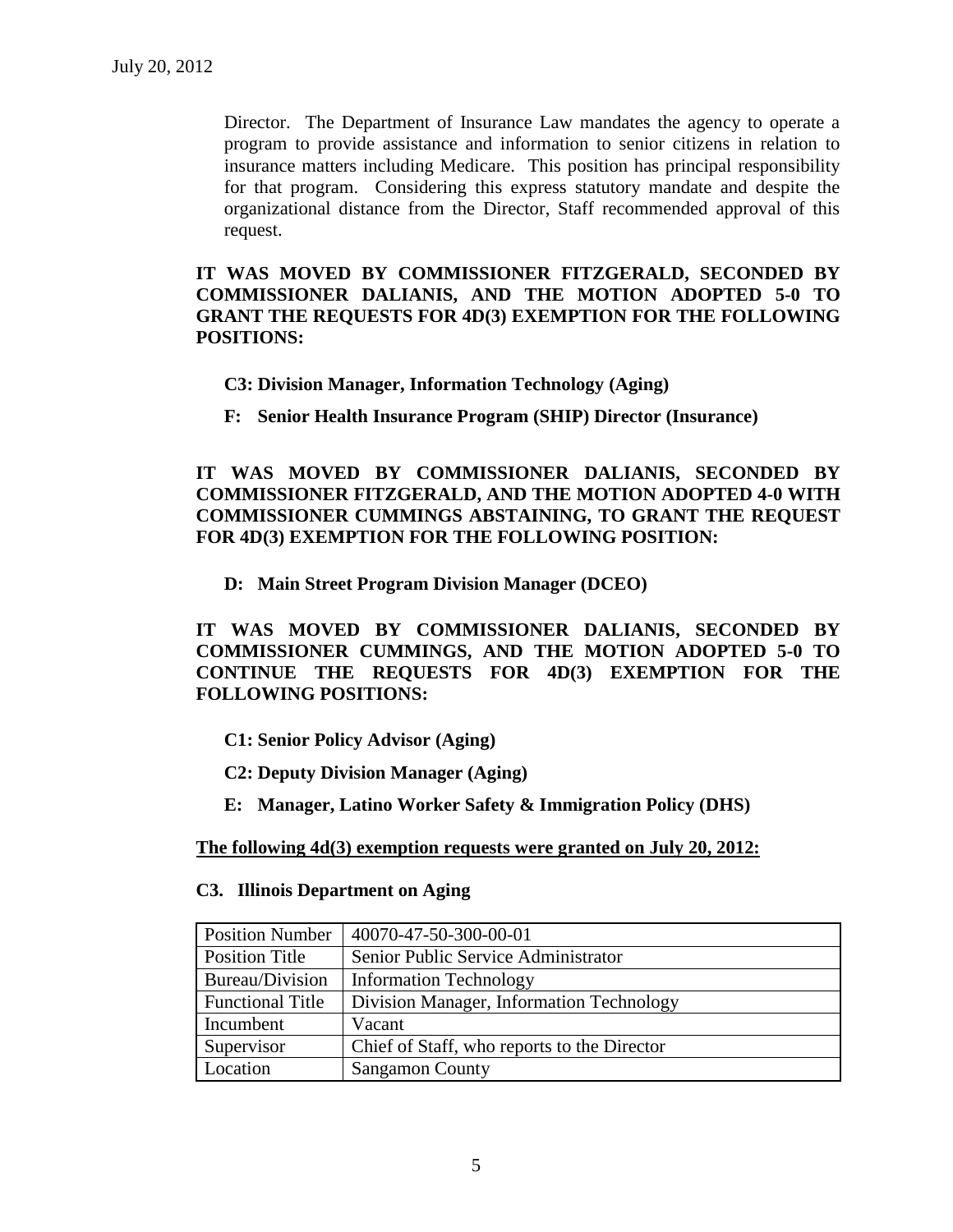Director. The Department of Insurance Law mandates the agency to operate a program to provide assistance and information to senior citizens in relation to insurance matters including Medicare. This position has principal responsibility for that program. Considering this express statutory mandate and despite the organizational distance from the Director, Staff recommended approval of this request.

**IT WAS MOVED BY COMMISSIONER FITZGERALD, SECONDED BY COMMISSIONER DALIANIS, AND THE MOTION ADOPTED 5-0 TO GRANT THE REQUESTS FOR 4D(3) EXEMPTION FOR THE FOLLOWING POSITIONS:**

**C3: Division Manager, Information Technology (Aging)**

**F: Senior Health Insurance Program (SHIP) Director (Insurance)**

**IT WAS MOVED BY COMMISSIONER DALIANIS, SECONDED BY COMMISSIONER FITZGERALD, AND THE MOTION ADOPTED 4-0 WITH COMMISSIONER CUMMINGS ABSTAINING, TO GRANT THE REQUEST FOR 4D(3) EXEMPTION FOR THE FOLLOWING POSITION:**

**D: Main Street Program Division Manager (DCEO)**

**IT WAS MOVED BY COMMISSIONER DALIANIS, SECONDED BY COMMISSIONER CUMMINGS, AND THE MOTION ADOPTED 5-0 TO CONTINUE THE REQUESTS FOR 4D(3) EXEMPTION FOR THE FOLLOWING POSITIONS:**

**C1: Senior Policy Advisor (Aging)**

**C2: Deputy Division Manager (Aging)**

**E: Manager, Latino Worker Safety & Immigration Policy (DHS)**

**The following 4d(3) exemption requests were granted on July 20, 2012:**

**C3. Illinois Department on Aging**

| Position Number | 40070-47-50-300-00-01 |
|---|---|
| Position Title | Senior Public Service Administrator |
| Bureau/Division | Information Technology |
| Functional Title | Division Manager, Information Technology |
| Incumbent | Vacant |
| Supervisor | Chief of Staff, who reports to the Director |
| Location | Sangamon County |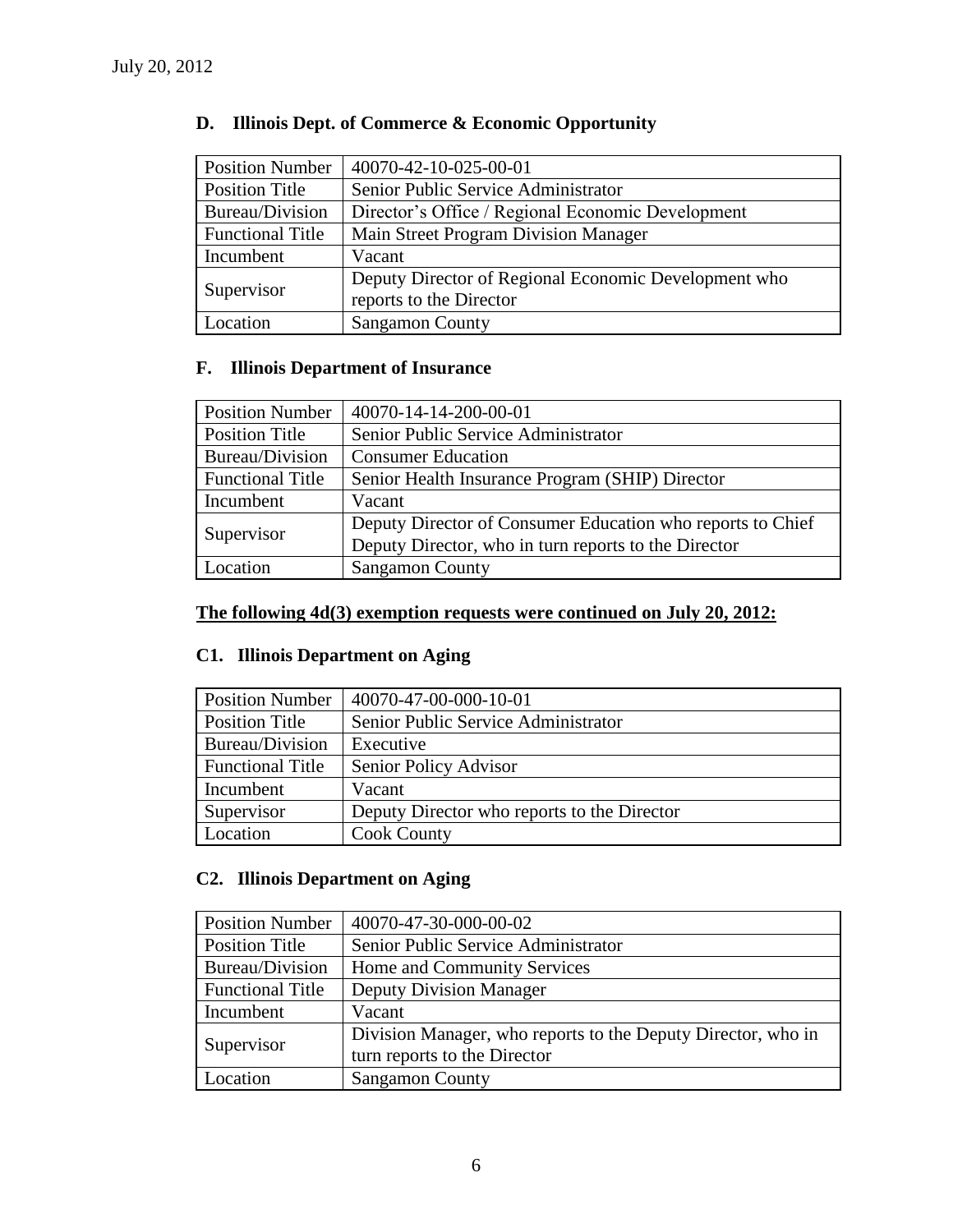### D. Illinois Dept. of Commerce & Economic Opportunity

| Position Number | 40070-42-10-025-00-01 |
|---|---|
| Position Title | Senior Public Service Administrator |
| Bureau/Division | Director's Office / Regional Economic Development |
| Functional Title | Main Street Program Division Manager |
| Incumbent | Vacant |
| Supervisor | Deputy Director of Regional Economic Development who reports to the Director |
| Location | Sangamon County |

### F. Illinois Department of Insurance

| Position Number | 40070-14-14-200-00-01 |
|---|---|
| Position Title | Senior Public Service Administrator |
| Bureau/Division | Consumer Education |
| Functional Title | Senior Health Insurance Program (SHIP) Director |
| Incumbent | Vacant |
| Supervisor | Deputy Director of Consumer Education who reports to Chief Deputy Director, who in turn reports to the Director |
| Location | Sangamon County |

**The following 4d(3) exemption requests were continued on July 20, 2012:**

### C1. Illinois Department on Aging

| Position Number | 40070-47-00-000-10-01 |
|---|---|
| Position Title | Senior Public Service Administrator |
| Bureau/Division | Executive |
| Functional Title | Senior Policy Advisor |
| Incumbent | Vacant |
| Supervisor | Deputy Director who reports to the Director |
| Location | Cook County |

### C2. Illinois Department on Aging

| Position Number | 40070-47-30-000-00-02 |
|---|---|
| Position Title | Senior Public Service Administrator |
| Bureau/Division | Home and Community Services |
| Functional Title | Deputy Division Manager |
| Incumbent | Vacant |
| Supervisor | Division Manager, who reports to the Deputy Director, who in turn reports to the Director |
| Location | Sangamon County |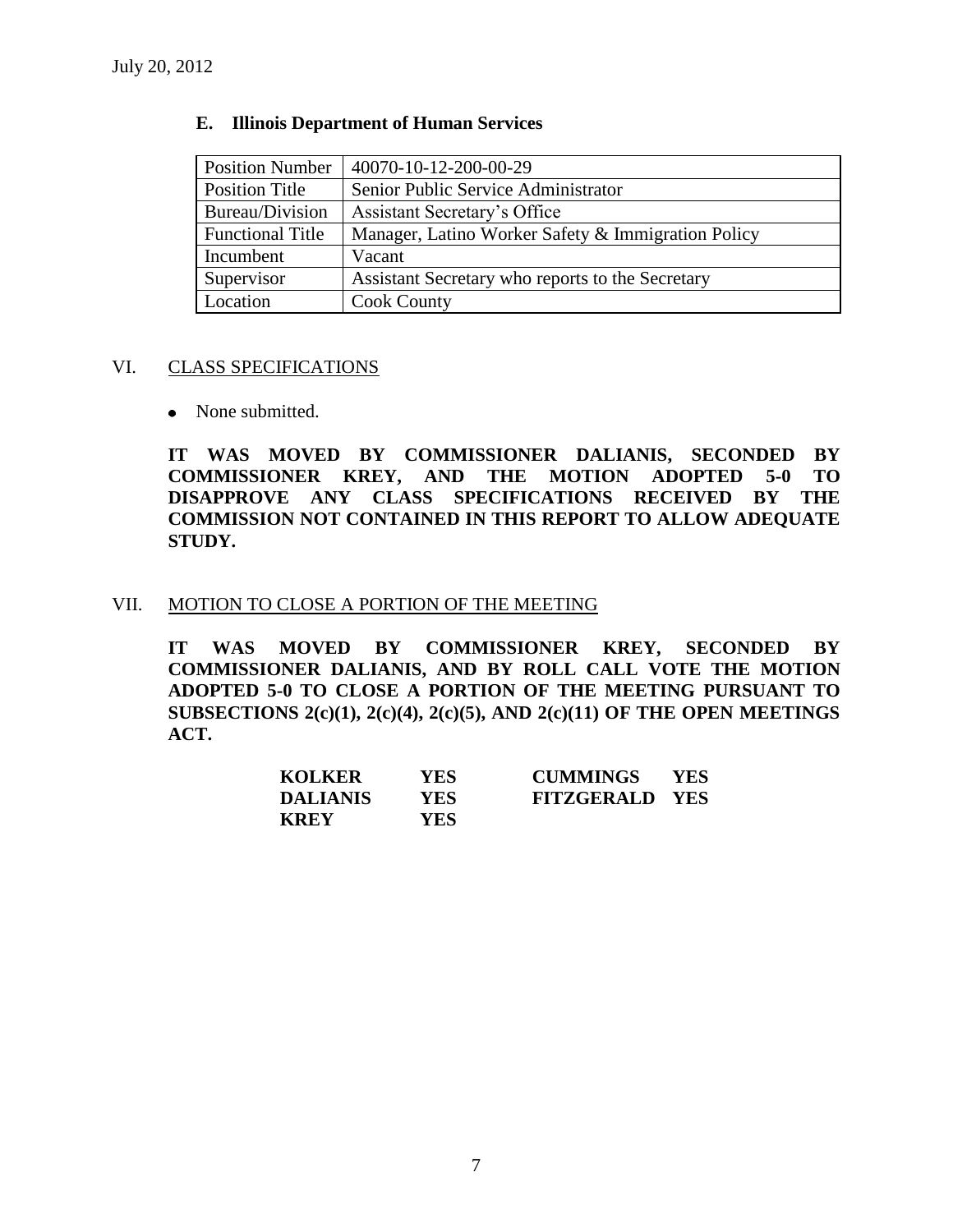### E. Illinois Department of Human Services

| Position Number | 40070-10-12-200-00-29 |
|---|---|
| Position Title | Senior Public Service Administrator |
| Bureau/Division | Assistant Secretary's Office |
| Functional Title | Manager, Latino Worker Safety & Immigration Policy |
| Incumbent | Vacant |
| Supervisor | Assistant Secretary who reports to the Secretary |
| Location | Cook County |

## VI. CLASS SPECIFICATIONS

- None submitted.

**IT WAS MOVED BY COMMISSIONER DALIANIS, SECONDED BY COMMISSIONER KREY, AND THE MOTION ADOPTED 5-0 TO DISAPPROVE ANY CLASS SPECIFICATIONS RECEIVED BY THE COMMISSION NOT CONTAINED IN THIS REPORT TO ALLOW ADEQUATE STUDY.**

## VII. MOTION TO CLOSE A PORTION OF THE MEETING

**IT WAS MOVED BY COMMISSIONER KREY, SECONDED BY COMMISSIONER DALIANIS, AND BY ROLL CALL VOTE THE MOTION ADOPTED 5-0 TO CLOSE A PORTION OF THE MEETING PURSUANT TO SUBSECTIONS 2(c)(1), 2(c)(4), 2(c)(5), AND 2(c)(11) OF THE OPEN MEETINGS ACT.**

| | | | |
|---|---|---|---|
| **KOLKER** | **YES** | **CUMMINGS** | **YES** |
| **DALIANIS** | **YES** | **FITZGERALD** | **YES** |
| **KREY** | **YES** | | |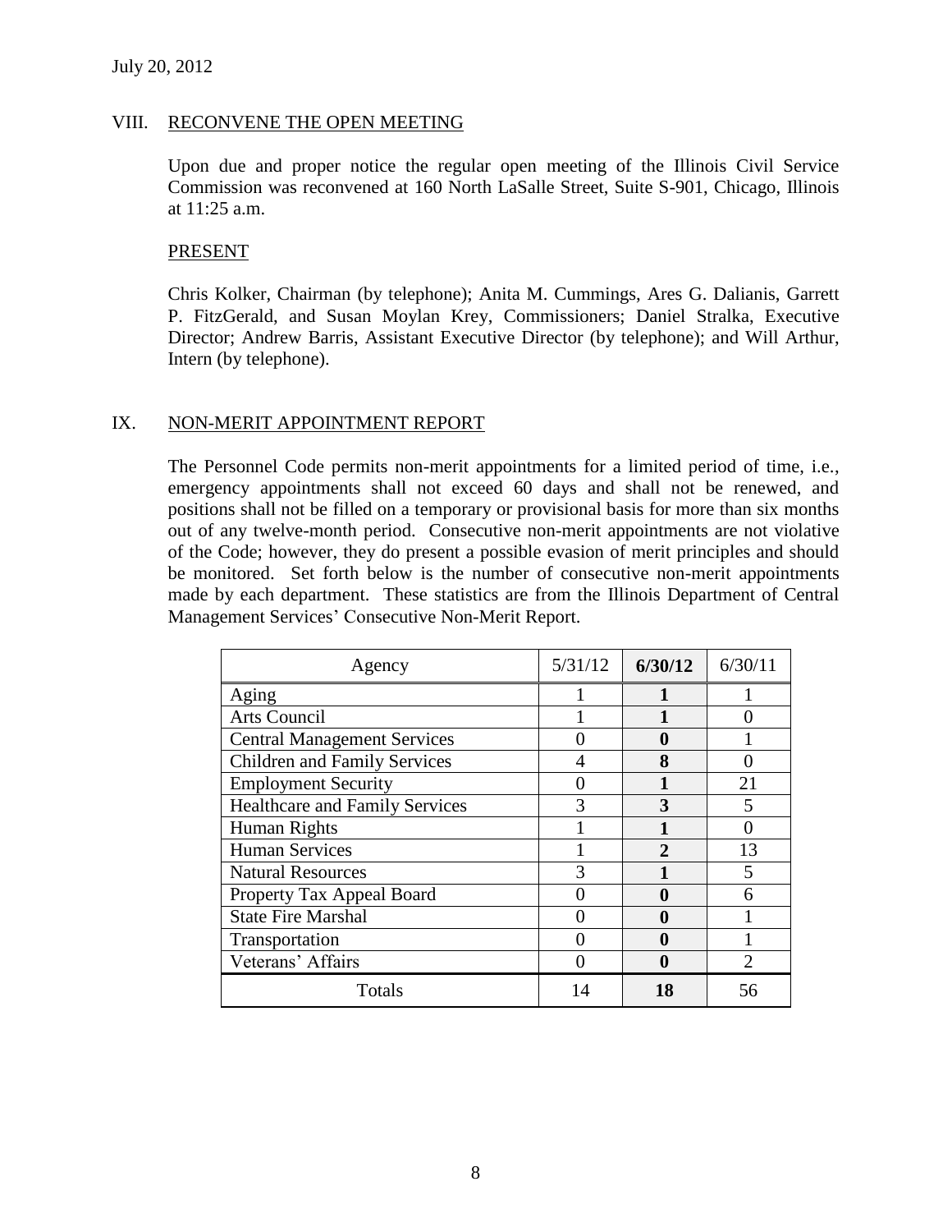July 20, 2012

## VIII. RECONVENE THE OPEN MEETING

Upon due and proper notice the regular open meeting of the Illinois Civil Service Commission was reconvened at 160 North LaSalle Street, Suite S-901, Chicago, Illinois at 11:25 a.m.

### PRESENT

Chris Kolker, Chairman (by telephone); Anita M. Cummings, Ares G. Dalianis, Garrett P. FitzGerald, and Susan Moylan Krey, Commissioners; Daniel Stralka, Executive Director; Andrew Barris, Assistant Executive Director (by telephone); and Will Arthur, Intern (by telephone).

## IX. NON-MERIT APPOINTMENT REPORT

The Personnel Code permits non-merit appointments for a limited period of time, i.e., emergency appointments shall not exceed 60 days and shall not be renewed, and positions shall not be filled on a temporary or provisional basis for more than six months out of any twelve-month period. Consecutive non-merit appointments are not violative of the Code; however, they do present a possible evasion of merit principles and should be monitored. Set forth below is the number of consecutive non-merit appointments made by each department. These statistics are from the Illinois Department of Central Management Services' Consecutive Non-Merit Report.

| Agency | 5/31/12 | **6/30/12** | 6/30/11 |
|---|---|---|---|
| Aging | 1 | **1** | 1 |
| Arts Council | 1 | **1** | 0 |
| Central Management Services | 0 | **0** | 1 |
| Children and Family Services | 4 | **8** | 0 |
| Employment Security | 0 | **1** | 21 |
| Healthcare and Family Services | 3 | **3** | 5 |
| Human Rights | 1 | **1** | 0 |
| Human Services | 1 | **2** | 13 |
| Natural Resources | 3 | **1** | 5 |
| Property Tax Appeal Board | 0 | **0** | 6 |
| State Fire Marshal | 0 | **0** | 1 |
| Transportation | 0 | **0** | 1 |
| Veterans' Affairs | 0 | **0** | 2 |
| Totals | 14 | **18** | 56 |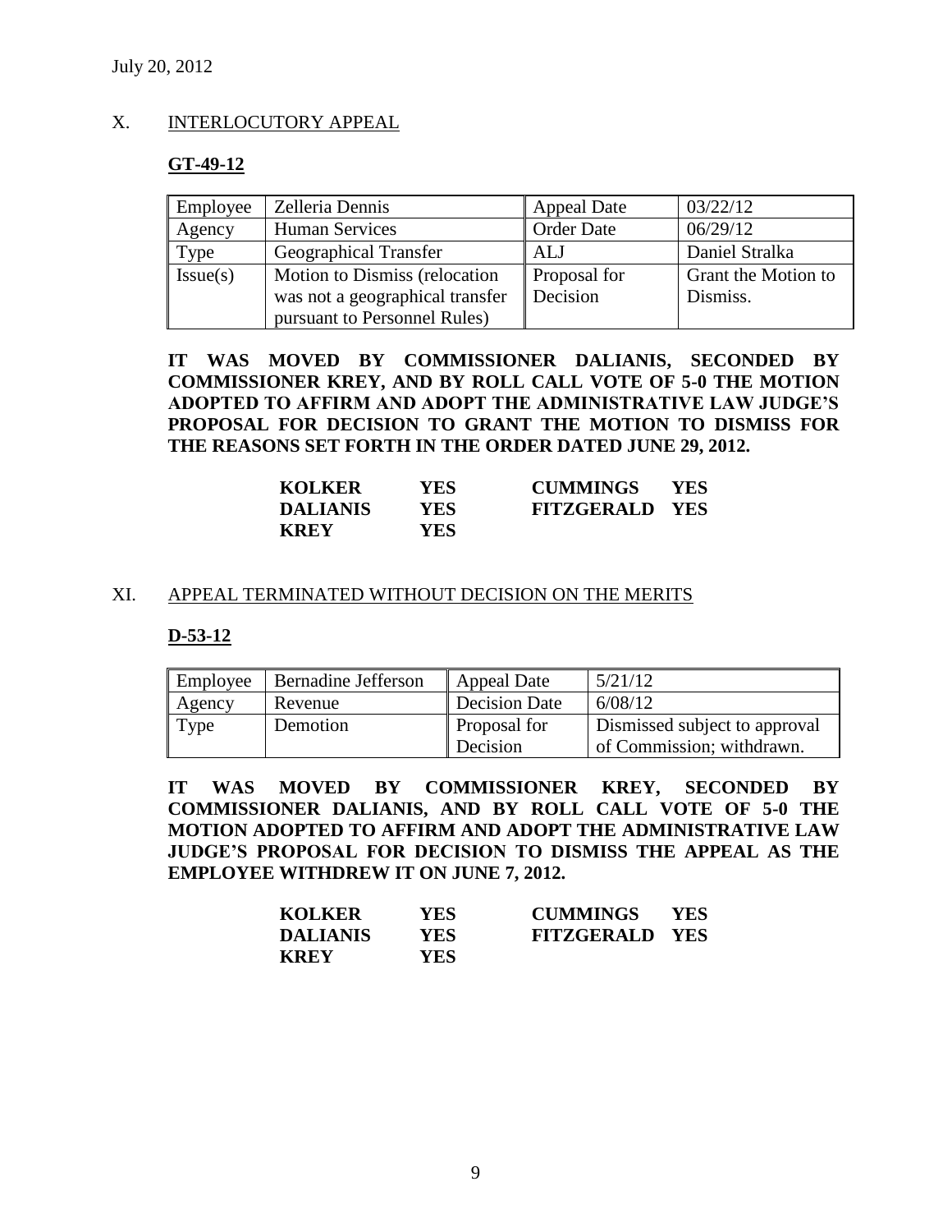July 20, 2012

## X. INTERLOCUTORY APPEAL

**GT-49-12**

| Employee | Zelleria Dennis | Appeal Date | 03/22/12 |
|---|---|---|---|
| Agency | Human Services | Order Date | 06/29/12 |
| Type | Geographical Transfer | ALJ | Daniel Stralka |
| Issue(s) | Motion to Dismiss (relocation was not a geographical transfer pursuant to Personnel Rules) | Proposal for Decision | Grant the Motion to Dismiss. |

**IT WAS MOVED BY COMMISSIONER DALIANIS, SECONDED BY COMMISSIONER KREY, AND BY ROLL CALL VOTE OF 5-0 THE MOTION ADOPTED TO AFFIRM AND ADOPT THE ADMINISTRATIVE LAW JUDGE'S PROPOSAL FOR DECISION TO GRANT THE MOTION TO DISMISS FOR THE REASONS SET FORTH IN THE ORDER DATED JUNE 29, 2012.**

| | | | |
|---|---|---|---|
| **KOLKER** | **YES** | **CUMMINGS** | **YES** |
| **DALIANIS** | **YES** | **FITZGERALD** | **YES** |
| **KREY** | **YES** | | |

## XI. APPEAL TERMINATED WITHOUT DECISION ON THE MERITS

**D-53-12**

| Employee | Bernadine Jefferson | Appeal Date | 5/21/12 |
|---|---|---|---|
| Agency | Revenue | Decision Date | 6/08/12 |
| Type | Demotion | Proposal for Decision | Dismissed subject to approval of Commission; withdrawn. |

**IT WAS MOVED BY COMMISSIONER KREY, SECONDED BY COMMISSIONER DALIANIS, AND BY ROLL CALL VOTE OF 5-0 THE MOTION ADOPTED TO AFFIRM AND ADOPT THE ADMINISTRATIVE LAW JUDGE'S PROPOSAL FOR DECISION TO DISMISS THE APPEAL AS THE EMPLOYEE WITHDREW IT ON JUNE 7, 2012.**

| | | | |
|---|---|---|---|
| **KOLKER** | **YES** | **CUMMINGS** | **YES** |
| **DALIANIS** | **YES** | **FITZGERALD** | **YES** |
| **KREY** | **YES** | | |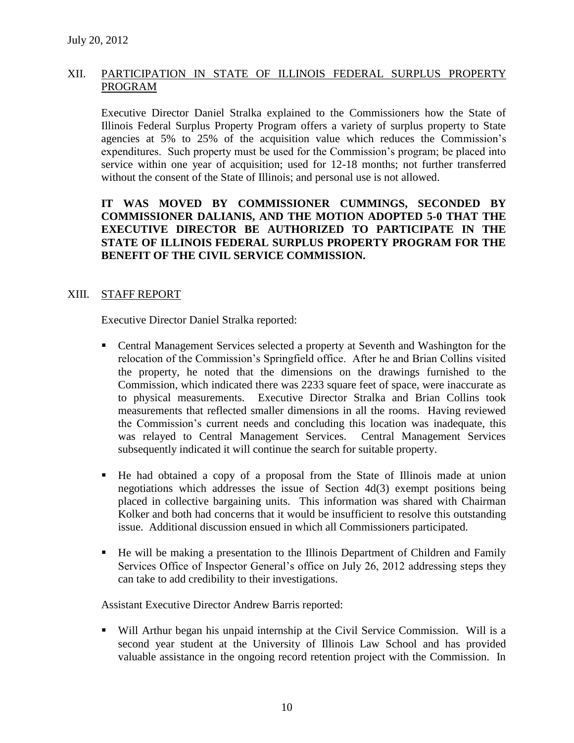July 20, 2012

## XII. PARTICIPATION IN STATE OF ILLINOIS FEDERAL SURPLUS PROPERTY PROGRAM

Executive Director Daniel Stralka explained to the Commissioners how the State of Illinois Federal Surplus Property Program offers a variety of surplus property to State agencies at 5% to 25% of the acquisition value which reduces the Commission's expenditures. Such property must be used for the Commission's program; be placed into service within one year of acquisition; used for 12-18 months; not further transferred without the consent of the State of Illinois; and personal use is not allowed.

**IT WAS MOVED BY COMMISSIONER CUMMINGS, SECONDED BY COMMISSIONER DALIANIS, AND THE MOTION ADOPTED 5-0 THAT THE EXECUTIVE DIRECTOR BE AUTHORIZED TO PARTICIPATE IN THE STATE OF ILLINOIS FEDERAL SURPLUS PROPERTY PROGRAM FOR THE BENEFIT OF THE CIVIL SERVICE COMMISSION.**

## XIII. STAFF REPORT

Executive Director Daniel Stralka reported:

- Central Management Services selected a property at Seventh and Washington for the relocation of the Commission's Springfield office. After he and Brian Collins visited the property, he noted that the dimensions on the drawings furnished to the Commission, which indicated there was 2233 square feet of space, were inaccurate as to physical measurements. Executive Director Stralka and Brian Collins took measurements that reflected smaller dimensions in all the rooms. Having reviewed the Commission's current needs and concluding this location was inadequate, this was relayed to Central Management Services. Central Management Services subsequently indicated it will continue the search for suitable property.
- He had obtained a copy of a proposal from the State of Illinois made at union negotiations which addresses the issue of Section 4d(3) exempt positions being placed in collective bargaining units. This information was shared with Chairman Kolker and both had concerns that it would be insufficient to resolve this outstanding issue. Additional discussion ensued in which all Commissioners participated.
- He will be making a presentation to the Illinois Department of Children and Family Services Office of Inspector General's office on July 26, 2012 addressing steps they can take to add credibility to their investigations.

Assistant Executive Director Andrew Barris reported:

- Will Arthur began his unpaid internship at the Civil Service Commission. Will is a second year student at the University of Illinois Law School and has provided valuable assistance in the ongoing record retention project with the Commission. In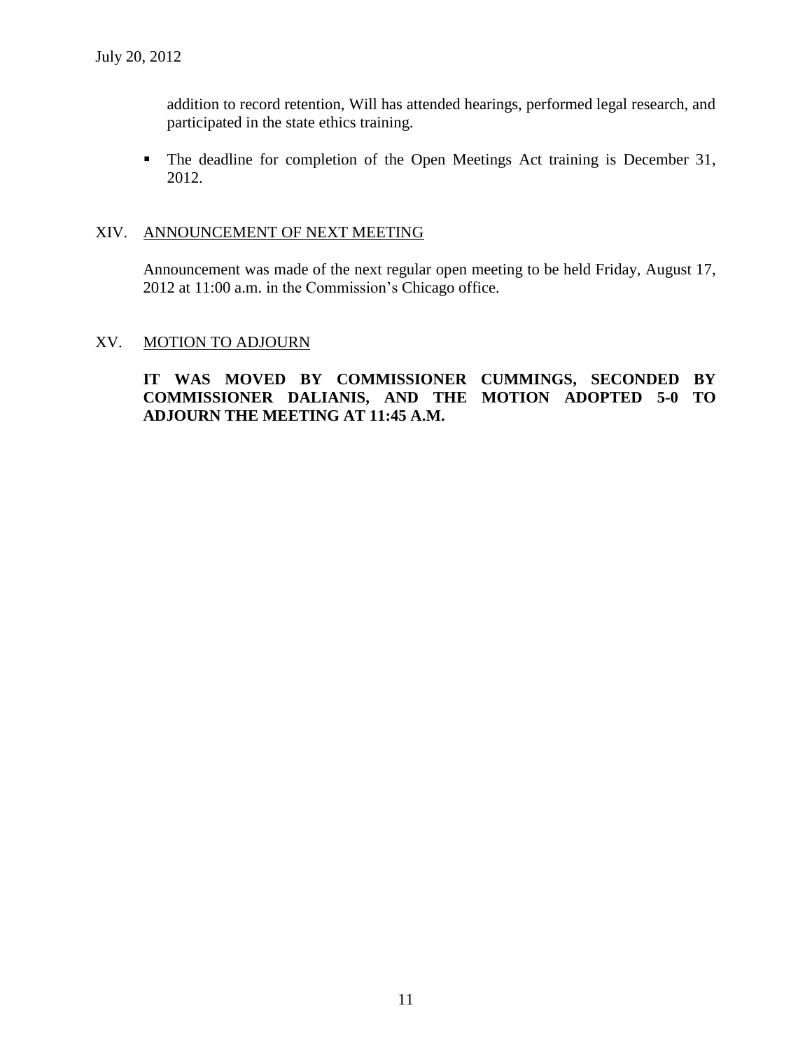addition to record retention, Will has attended hearings, performed legal research, and participated in the state ethics training.

- The deadline for completion of the Open Meetings Act training is December 31, 2012.

## XIV. ANNOUNCEMENT OF NEXT MEETING

Announcement was made of the next regular open meeting to be held Friday, August 17, 2012 at 11:00 a.m. in the Commission's Chicago office.

## XV. MOTION TO ADJOURN

**IT WAS MOVED BY COMMISSIONER CUMMINGS, SECONDED BY COMMISSIONER DALIANIS, AND THE MOTION ADOPTED 5-0 TO ADJOURN THE MEETING AT 11:45 A.M.**